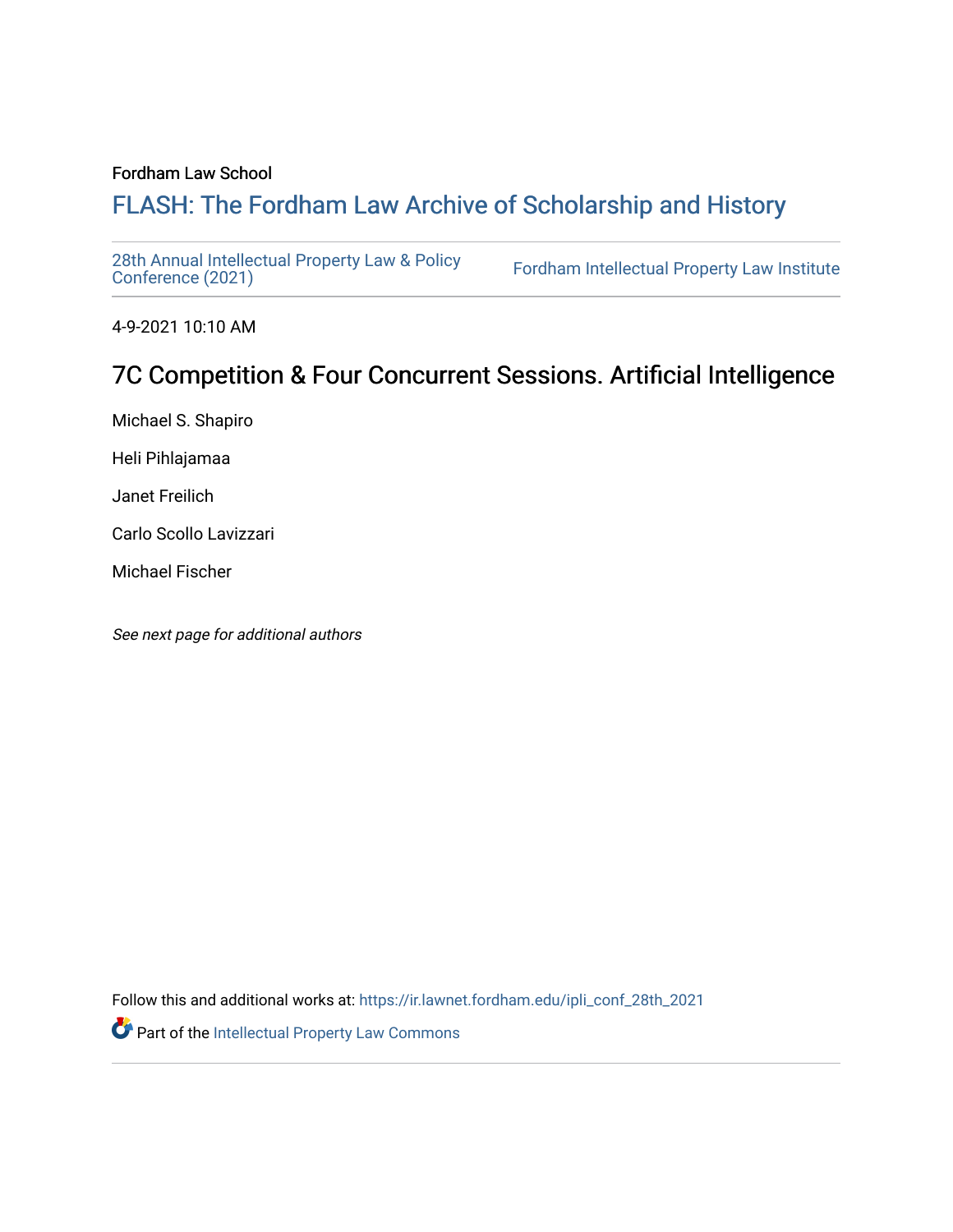Fordham Law School

# FLASH: The Fordham Law Archive of Scholarship and History

28th Annual Intellectual Property Law & Policy Conference (2021) | Fordham Intellectual Property Law Institute

4-9-2021 10:10 AM

## 7C Competition & Four Concurrent Sessions. Artificial Intelligence

Michael S. Shapiro

Heli Pihlajamaa

Janet Freilich

Carlo Scollo Lavizzari

Michael Fischer

*See next page for additional authors*

Follow this and additional works at: https://ir.lawnet.fordham.edu/ipli_conf_28th_2021

Part of the Intellectual Property Law Commons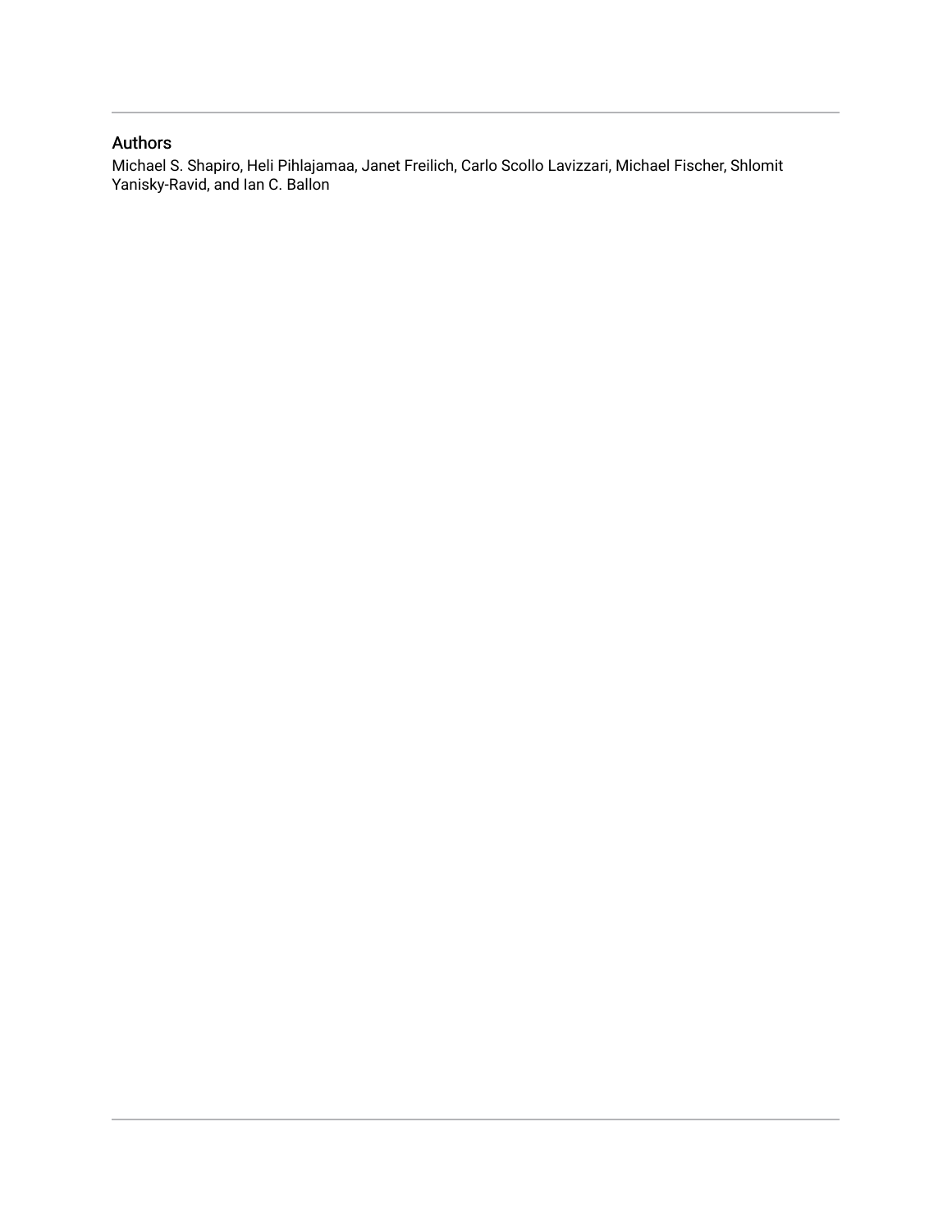## Authors

Michael S. Shapiro, Heli Pihlajamaa, Janet Freilich, Carlo Scollo Lavizzari, Michael Fischer, Shlomit Yanisky-Ravid, and Ian C. Ballon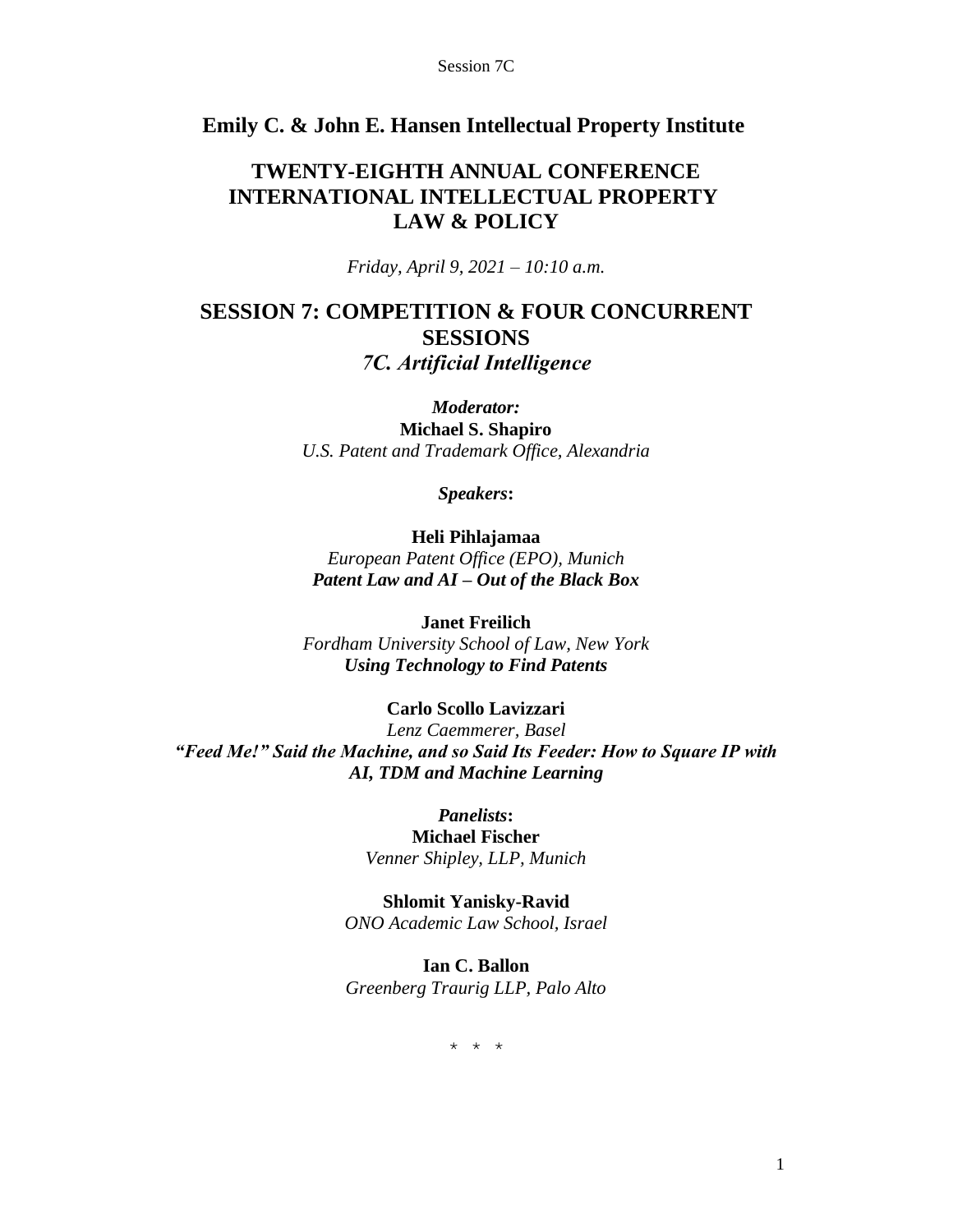## Emily C. & John E. Hansen Intellectual Property Institute

# TWENTY-EIGHTH ANNUAL CONFERENCE INTERNATIONAL INTELLECTUAL PROPERTY LAW & POLICY

*Friday, April 9, 2021 – 10:10 a.m.*

# SESSION 7: COMPETITION & FOUR CONCURRENT SESSIONS

## *7C. Artificial Intelligence*

***Moderator:***
**Michael S. Shapiro**
*U.S. Patent and Trademark Office, Alexandria*

***Speakers*:**

**Heli Pihlajamaa**
*European Patent Office (EPO), Munich*
***Patent Law and AI – Out of the Black Box***

**Janet Freilich**
*Fordham University School of Law, New York*
***Using Technology to Find Patents***

**Carlo Scollo Lavizzari**
*Lenz Caemmerer, Basel*
***"Feed Me!" Said the Machine, and so Said Its Feeder: How to Square IP with AI, TDM and Machine Learning***

***Panelists*:**
**Michael Fischer**
*Venner Shipley, LLP, Munich*

**Shlomit Yanisky-Ravid**
*ONO Academic Law School, Israel*

**Ian C. Ballon**
*Greenberg Traurig LLP, Palo Alto*

\* \* \*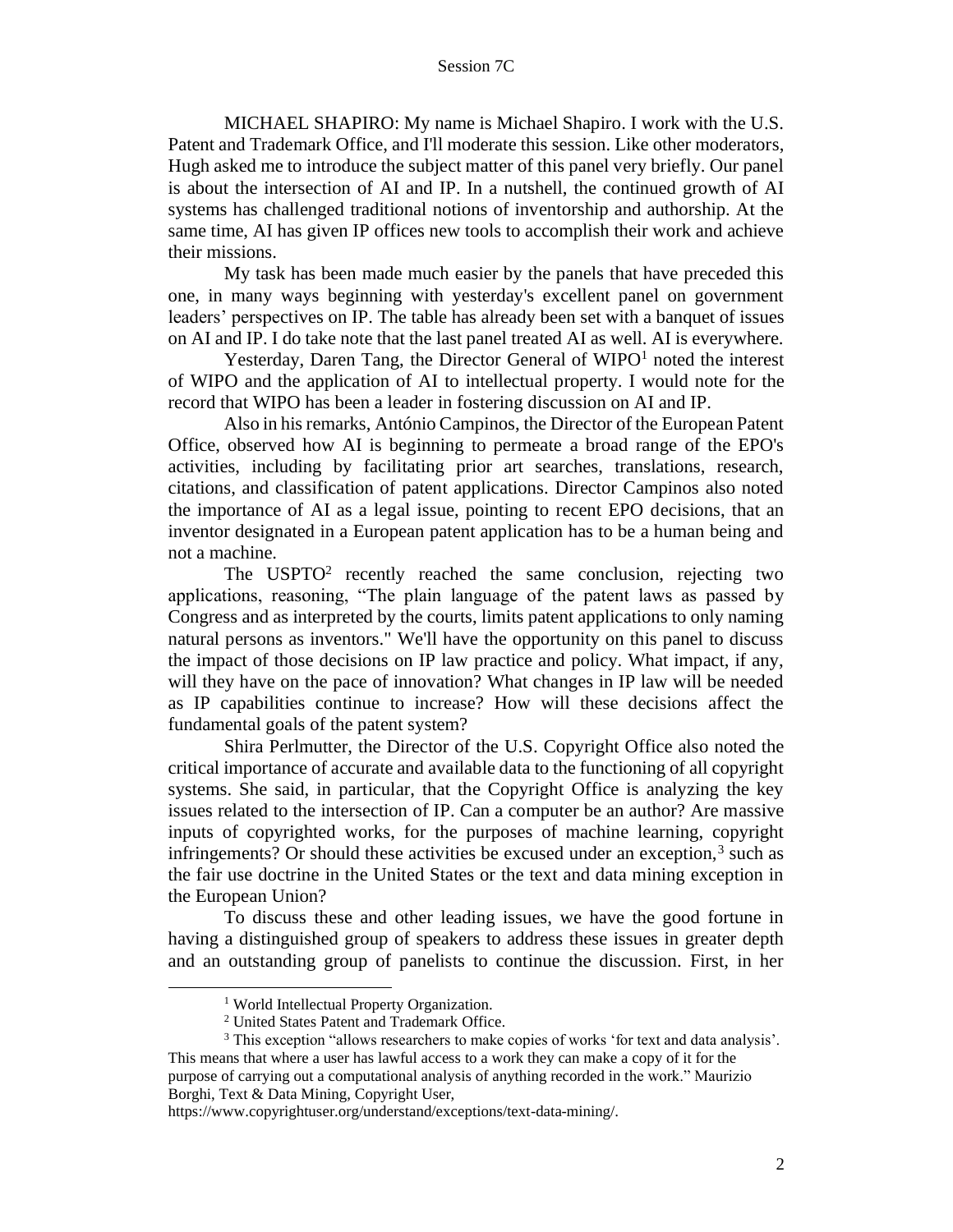MICHAEL SHAPIRO: My name is Michael Shapiro. I work with the U.S. Patent and Trademark Office, and I'll moderate this session. Like other moderators, Hugh asked me to introduce the subject matter of this panel very briefly. Our panel is about the intersection of AI and IP. In a nutshell, the continued growth of AI systems has challenged traditional notions of inventorship and authorship. At the same time, AI has given IP offices new tools to accomplish their work and achieve their missions.

My task has been made much easier by the panels that have preceded this one, in many ways beginning with yesterday's excellent panel on government leaders' perspectives on IP. The table has already been set with a banquet of issues on AI and IP. I do take note that the last panel treated AI as well. AI is everywhere.

Yesterday, Daren Tang, the Director General of WIPO[1] noted the interest of WIPO and the application of AI to intellectual property. I would note for the record that WIPO has been a leader in fostering discussion on AI and IP.

Also in his remarks, António Campinos, the Director of the European Patent Office, observed how AI is beginning to permeate a broad range of the EPO's activities, including by facilitating prior art searches, translations, research, citations, and classification of patent applications. Director Campinos also noted the importance of AI as a legal issue, pointing to recent EPO decisions, that an inventor designated in a European patent application has to be a human being and not a machine.

The USPTO[2] recently reached the same conclusion, rejecting two applications, reasoning, "The plain language of the patent laws as passed by Congress and as interpreted by the courts, limits patent applications to only naming natural persons as inventors." We'll have the opportunity on this panel to discuss the impact of those decisions on IP law practice and policy. What impact, if any, will they have on the pace of innovation? What changes in IP law will be needed as IP capabilities continue to increase? How will these decisions affect the fundamental goals of the patent system?

Shira Perlmutter, the Director of the U.S. Copyright Office also noted the critical importance of accurate and available data to the functioning of all copyright systems. She said, in particular, that the Copyright Office is analyzing the key issues related to the intersection of IP. Can a computer be an author? Are massive inputs of copyrighted works, for the purposes of machine learning, copyright infringements? Or should these activities be excused under an exception,[3] such as the fair use doctrine in the United States or the text and data mining exception in the European Union?

To discuss these and other leading issues, we have the good fortune in having a distinguished group of speakers to address these issues in greater depth and an outstanding group of panelists to continue the discussion. First, in her

---

[1] World Intellectual Property Organization.

[2] United States Patent and Trademark Office.

[3] This exception "allows researchers to make copies of works 'for text and data analysis'. This means that where a user has lawful access to a work they can make a copy of it for the purpose of carrying out a computational analysis of anything recorded in the work." Maurizio Borghi, Text & Data Mining, Copyright User, https://www.copyrightuser.org/understand/exceptions/text-data-mining/.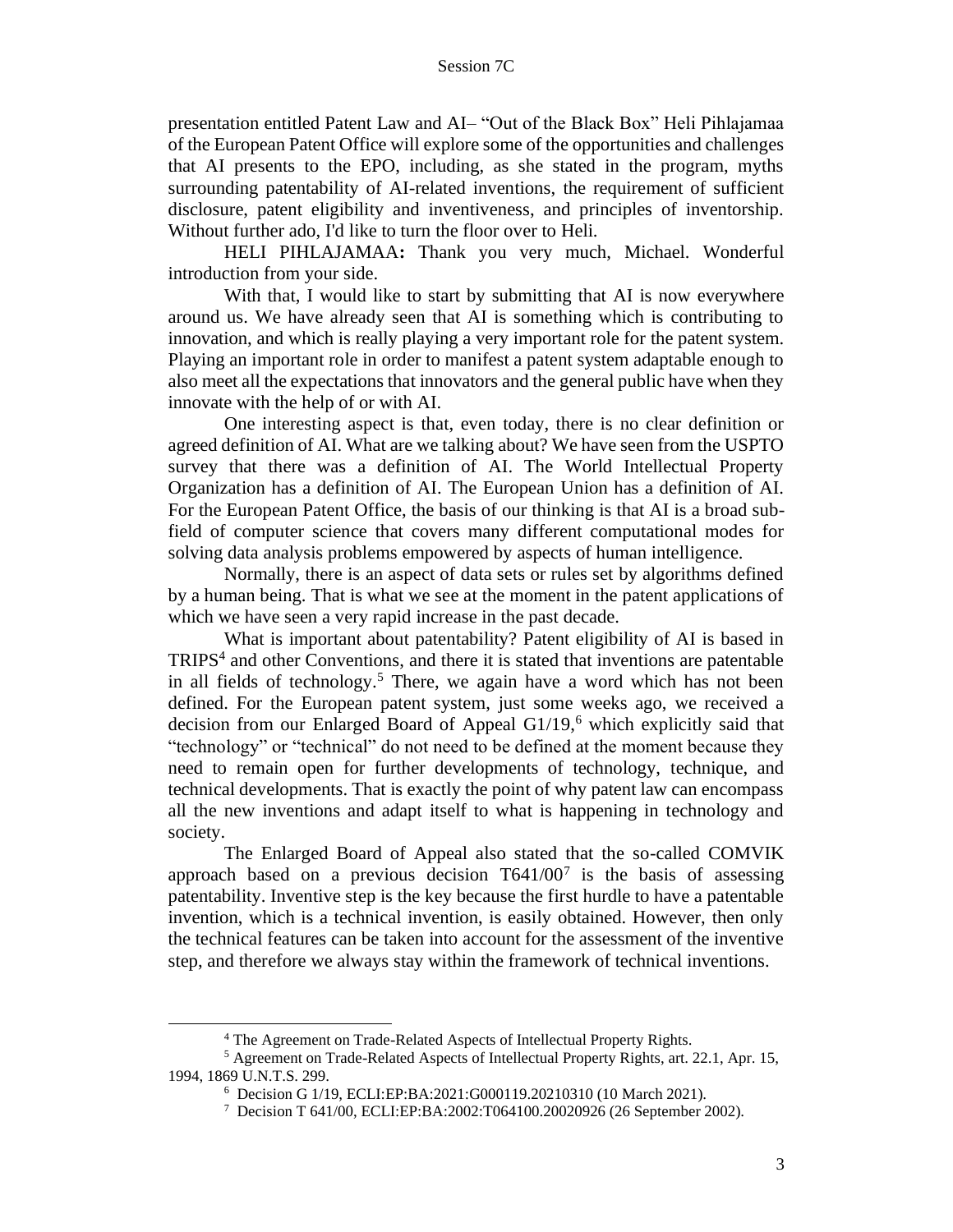presentation entitled Patent Law and AI– "Out of the Black Box" Heli Pihlajamaa of the European Patent Office will explore some of the opportunities and challenges that AI presents to the EPO, including, as she stated in the program, myths surrounding patentability of AI-related inventions, the requirement of sufficient disclosure, patent eligibility and inventiveness, and principles of inventorship. Without further ado, I'd like to turn the floor over to Heli.

HELI PIHLAJAMAA**:** Thank you very much, Michael. Wonderful introduction from your side.

With that, I would like to start by submitting that AI is now everywhere around us. We have already seen that AI is something which is contributing to innovation, and which is really playing a very important role for the patent system. Playing an important role in order to manifest a patent system adaptable enough to also meet all the expectations that innovators and the general public have when they innovate with the help of or with AI.

One interesting aspect is that, even today, there is no clear definition or agreed definition of AI. What are we talking about? We have seen from the USPTO survey that there was a definition of AI. The World Intellectual Property Organization has a definition of AI. The European Union has a definition of AI. For the European Patent Office, the basis of our thinking is that AI is a broad sub-field of computer science that covers many different computational modes for solving data analysis problems empowered by aspects of human intelligence.

Normally, there is an aspect of data sets or rules set by algorithms defined by a human being. That is what we see at the moment in the patent applications of which we have seen a very rapid increase in the past decade.

What is important about patentability? Patent eligibility of AI is based in TRIPS[4] and other Conventions, and there it is stated that inventions are patentable in all fields of technology.[5] There, we again have a word which has not been defined. For the European patent system, just some weeks ago, we received a decision from our Enlarged Board of Appeal G1/19,[6] which explicitly said that "technology" or "technical" do not need to be defined at the moment because they need to remain open for further developments of technology, technique, and technical developments. That is exactly the point of why patent law can encompass all the new inventions and adapt itself to what is happening in technology and society.

The Enlarged Board of Appeal also stated that the so-called COMVIK approach based on a previous decision T641/00[7] is the basis of assessing patentability. Inventive step is the key because the first hurdle to have a patentable invention, which is a technical invention, is easily obtained. However, then only the technical features can be taken into account for the assessment of the inventive step, and therefore we always stay within the framework of technical inventions.

---

[4] The Agreement on Trade-Related Aspects of Intellectual Property Rights.

[5] Agreement on Trade-Related Aspects of Intellectual Property Rights, art. 22.1, Apr. 15, 1994, 1869 U.N.T.S. 299.

[6] Decision G 1/19, ECLI:EP:BA:2021:G000119.20210310 (10 March 2021).

[7] Decision T 641/00, ECLI:EP:BA:2002:T064100.20020926 (26 September 2002).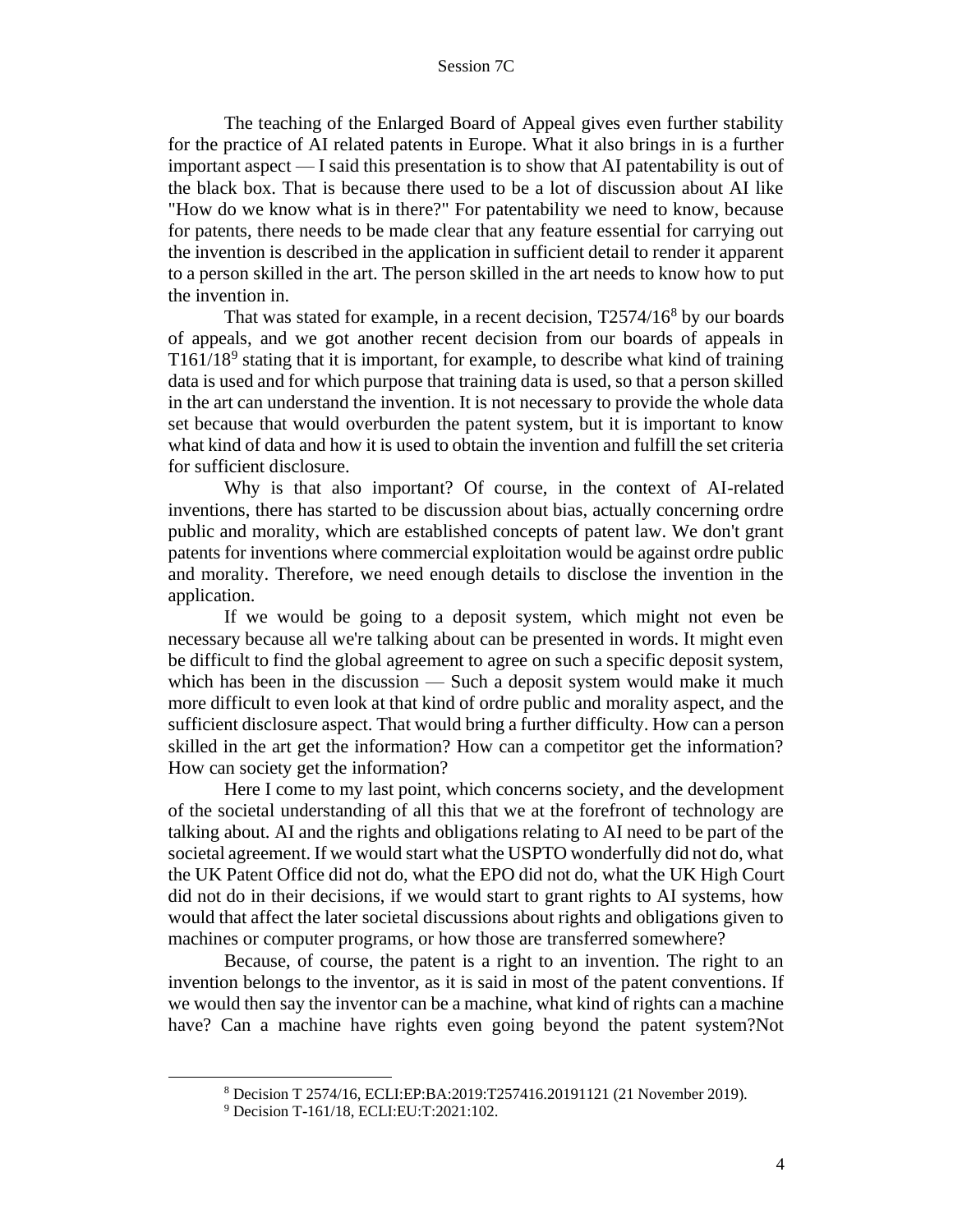The teaching of the Enlarged Board of Appeal gives even further stability for the practice of AI related patents in Europe. What it also brings in is a further important aspect — I said this presentation is to show that AI patentability is out of the black box. That is because there used to be a lot of discussion about AI like "How do we know what is in there?" For patentability we need to know, because for patents, there needs to be made clear that any feature essential for carrying out the invention is described in the application in sufficient detail to render it apparent to a person skilled in the art. The person skilled in the art needs to know how to put the invention in.

That was stated for example, in a recent decision, T2574/16[8] by our boards of appeals, and we got another recent decision from our boards of appeals in T161/18[9] stating that it is important, for example, to describe what kind of training data is used and for which purpose that training data is used, so that a person skilled in the art can understand the invention. It is not necessary to provide the whole data set because that would overburden the patent system, but it is important to know what kind of data and how it is used to obtain the invention and fulfill the set criteria for sufficient disclosure.

Why is that also important? Of course, in the context of AI-related inventions, there has started to be discussion about bias, actually concerning ordre public and morality, which are established concepts of patent law. We don't grant patents for inventions where commercial exploitation would be against ordre public and morality. Therefore, we need enough details to disclose the invention in the application.

If we would be going to a deposit system, which might not even be necessary because all we're talking about can be presented in words. It might even be difficult to find the global agreement to agree on such a specific deposit system, which has been in the discussion — Such a deposit system would make it much more difficult to even look at that kind of ordre public and morality aspect, and the sufficient disclosure aspect. That would bring a further difficulty. How can a person skilled in the art get the information? How can a competitor get the information? How can society get the information?

Here I come to my last point, which concerns society, and the development of the societal understanding of all this that we at the forefront of technology are talking about. AI and the rights and obligations relating to AI need to be part of the societal agreement. If we would start what the USPTO wonderfully did not do, what the UK Patent Office did not do, what the EPO did not do, what the UK High Court did not do in their decisions, if we would start to grant rights to AI systems, how would that affect the later societal discussions about rights and obligations given to machines or computer programs, or how those are transferred somewhere?

Because, of course, the patent is a right to an invention. The right to an invention belongs to the inventor, as it is said in most of the patent conventions. If we would then say the inventor can be a machine, what kind of rights can a machine have? Can a machine have rights even going beyond the patent system?Not

---

[8] Decision T 2574/16, ECLI:EP:BA:2019:T257416.20191121 (21 November 2019).

[9] Decision T-161/18, ECLI:EU:T:2021:102.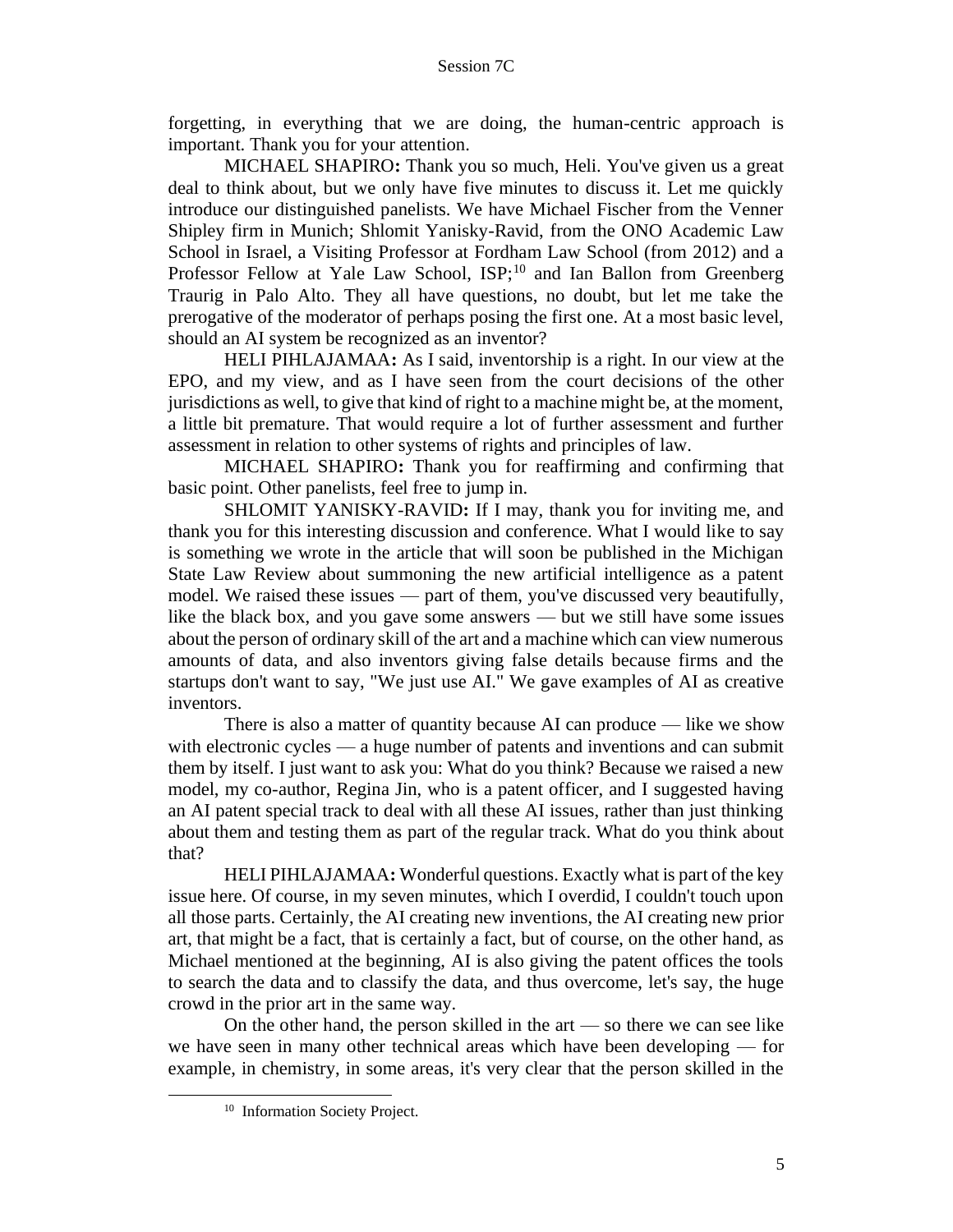forgetting, in everything that we are doing, the human-centric approach is important. Thank you for your attention.

MICHAEL SHAPIRO**:** Thank you so much, Heli. You've given us a great deal to think about, but we only have five minutes to discuss it. Let me quickly introduce our distinguished panelists. We have Michael Fischer from the Venner Shipley firm in Munich; Shlomit Yanisky-Ravid, from the ONO Academic Law School in Israel, a Visiting Professor at Fordham Law School (from 2012) and a Professor Fellow at Yale Law School, ISP;[10] and Ian Ballon from Greenberg Traurig in Palo Alto. They all have questions, no doubt, but let me take the prerogative of the moderator of perhaps posing the first one. At a most basic level, should an AI system be recognized as an inventor?

HELI PIHLAJAMAA**:** As I said, inventorship is a right. In our view at the EPO, and my view, and as I have seen from the court decisions of the other jurisdictions as well, to give that kind of right to a machine might be, at the moment, a little bit premature. That would require a lot of further assessment and further assessment in relation to other systems of rights and principles of law.

MICHAEL SHAPIRO**:** Thank you for reaffirming and confirming that basic point. Other panelists, feel free to jump in.

SHLOMIT YANISKY-RAVID**:** If I may, thank you for inviting me, and thank you for this interesting discussion and conference. What I would like to say is something we wrote in the article that will soon be published in the Michigan State Law Review about summoning the new artificial intelligence as a patent model. We raised these issues — part of them, you've discussed very beautifully, like the black box, and you gave some answers — but we still have some issues about the person of ordinary skill of the art and a machine which can view numerous amounts of data, and also inventors giving false details because firms and the startups don't want to say, "We just use AI." We gave examples of AI as creative inventors.

There is also a matter of quantity because AI can produce — like we show with electronic cycles — a huge number of patents and inventions and can submit them by itself. I just want to ask you: What do you think? Because we raised a new model, my co-author, Regina Jin, who is a patent officer, and I suggested having an AI patent special track to deal with all these AI issues, rather than just thinking about them and testing them as part of the regular track. What do you think about that?

HELI PIHLAJAMAA**:** Wonderful questions. Exactly what is part of the key issue here. Of course, in my seven minutes, which I overdid, I couldn't touch upon all those parts. Certainly, the AI creating new inventions, the AI creating new prior art, that might be a fact, that is certainly a fact, but of course, on the other hand, as Michael mentioned at the beginning, AI is also giving the patent offices the tools to search the data and to classify the data, and thus overcome, let's say, the huge crowd in the prior art in the same way.

On the other hand, the person skilled in the art — so there we can see like we have seen in many other technical areas which have been developing — for example, in chemistry, in some areas, it's very clear that the person skilled in the

[10] Information Society Project.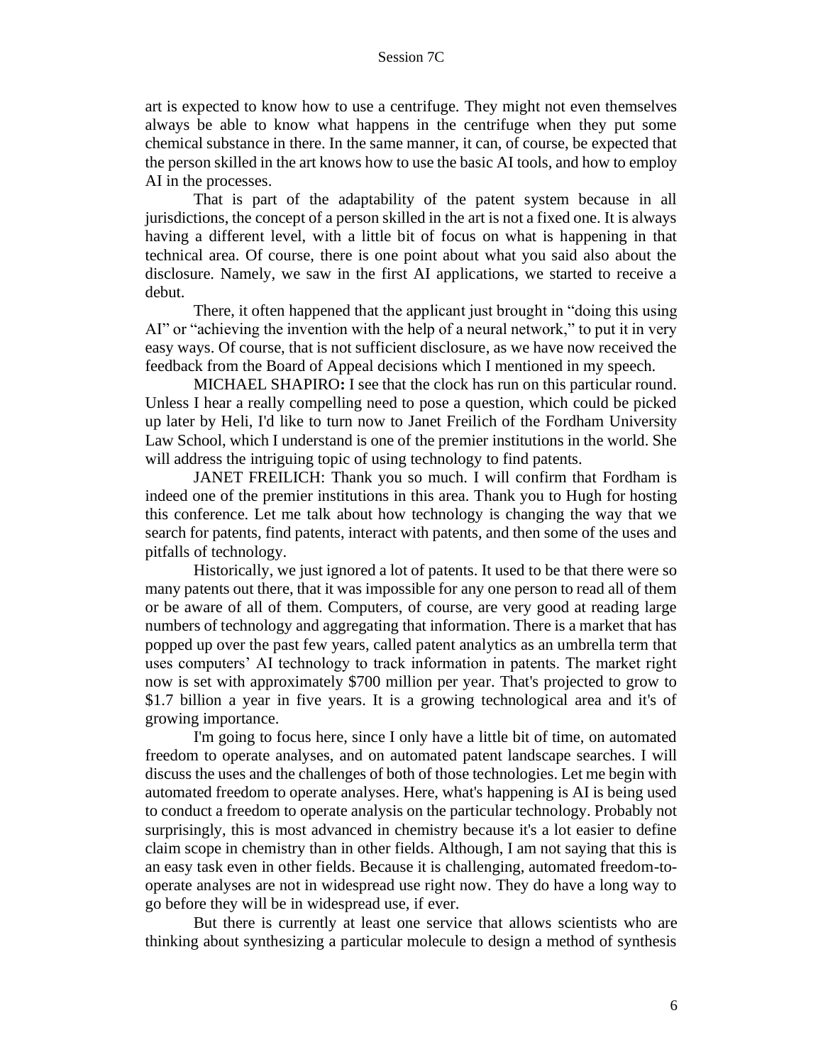art is expected to know how to use a centrifuge. They might not even themselves always be able to know what happens in the centrifuge when they put some chemical substance in there. In the same manner, it can, of course, be expected that the person skilled in the art knows how to use the basic AI tools, and how to employ AI in the processes.

That is part of the adaptability of the patent system because in all jurisdictions, the concept of a person skilled in the art is not a fixed one. It is always having a different level, with a little bit of focus on what is happening in that technical area. Of course, there is one point about what you said also about the disclosure. Namely, we saw in the first AI applications, we started to receive a debut.

There, it often happened that the applicant just brought in "doing this using AI" or "achieving the invention with the help of a neural network," to put it in very easy ways. Of course, that is not sufficient disclosure, as we have now received the feedback from the Board of Appeal decisions which I mentioned in my speech.

MICHAEL SHAPIRO**:** I see that the clock has run on this particular round. Unless I hear a really compelling need to pose a question, which could be picked up later by Heli, I'd like to turn now to Janet Freilich of the Fordham University Law School, which I understand is one of the premier institutions in the world. She will address the intriguing topic of using technology to find patents.

JANET FREILICH: Thank you so much. I will confirm that Fordham is indeed one of the premier institutions in this area. Thank you to Hugh for hosting this conference. Let me talk about how technology is changing the way that we search for patents, find patents, interact with patents, and then some of the uses and pitfalls of technology.

Historically, we just ignored a lot of patents. It used to be that there were so many patents out there, that it was impossible for any one person to read all of them or be aware of all of them. Computers, of course, are very good at reading large numbers of technology and aggregating that information. There is a market that has popped up over the past few years, called patent analytics as an umbrella term that uses computers' AI technology to track information in patents. The market right now is set with approximately $700 million per year. That's projected to grow to $1.7 billion a year in five years. It is a growing technological area and it's of growing importance.

I'm going to focus here, since I only have a little bit of time, on automated freedom to operate analyses, and on automated patent landscape searches. I will discuss the uses and the challenges of both of those technologies. Let me begin with automated freedom to operate analyses. Here, what's happening is AI is being used to conduct a freedom to operate analysis on the particular technology. Probably not surprisingly, this is most advanced in chemistry because it's a lot easier to define claim scope in chemistry than in other fields. Although, I am not saying that this is an easy task even in other fields. Because it is challenging, automated freedom-to-operate analyses are not in widespread use right now. They do have a long way to go before they will be in widespread use, if ever.

But there is currently at least one service that allows scientists who are thinking about synthesizing a particular molecule to design a method of synthesis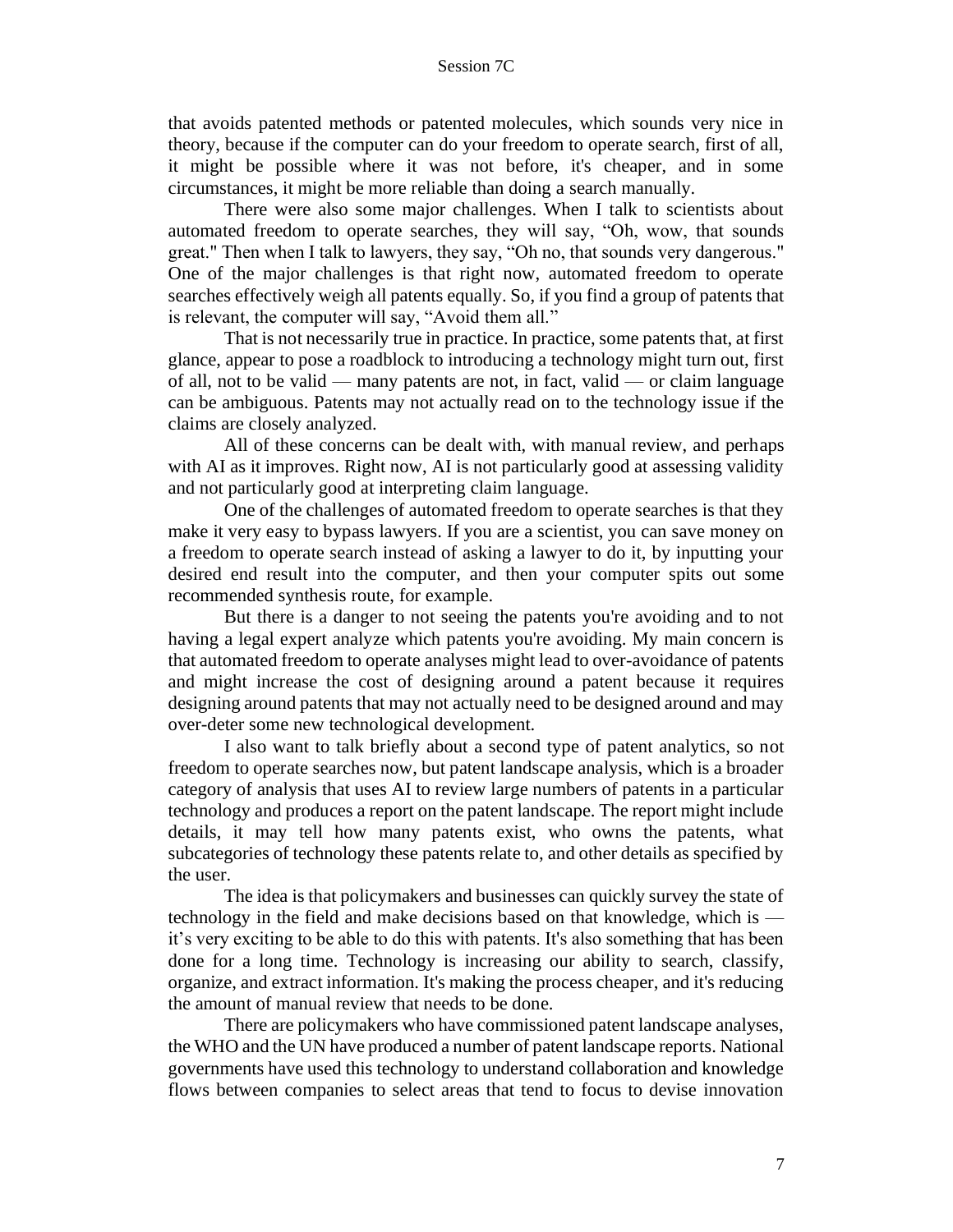that avoids patented methods or patented molecules, which sounds very nice in theory, because if the computer can do your freedom to operate search, first of all, it might be possible where it was not before, it's cheaper, and in some circumstances, it might be more reliable than doing a search manually.

There were also some major challenges. When I talk to scientists about automated freedom to operate searches, they will say, "Oh, wow, that sounds great." Then when I talk to lawyers, they say, "Oh no, that sounds very dangerous." One of the major challenges is that right now, automated freedom to operate searches effectively weigh all patents equally. So, if you find a group of patents that is relevant, the computer will say, "Avoid them all."

That is not necessarily true in practice. In practice, some patents that, at first glance, appear to pose a roadblock to introducing a technology might turn out, first of all, not to be valid — many patents are not, in fact, valid — or claim language can be ambiguous. Patents may not actually read on to the technology issue if the claims are closely analyzed.

All of these concerns can be dealt with, with manual review, and perhaps with AI as it improves. Right now, AI is not particularly good at assessing validity and not particularly good at interpreting claim language.

One of the challenges of automated freedom to operate searches is that they make it very easy to bypass lawyers. If you are a scientist, you can save money on a freedom to operate search instead of asking a lawyer to do it, by inputting your desired end result into the computer, and then your computer spits out some recommended synthesis route, for example.

But there is a danger to not seeing the patents you're avoiding and to not having a legal expert analyze which patents you're avoiding. My main concern is that automated freedom to operate analyses might lead to over-avoidance of patents and might increase the cost of designing around a patent because it requires designing around patents that may not actually need to be designed around and may over-deter some new technological development.

I also want to talk briefly about a second type of patent analytics, so not freedom to operate searches now, but patent landscape analysis, which is a broader category of analysis that uses AI to review large numbers of patents in a particular technology and produces a report on the patent landscape. The report might include details, it may tell how many patents exist, who owns the patents, what subcategories of technology these patents relate to, and other details as specified by the user.

The idea is that policymakers and businesses can quickly survey the state of technology in the field and make decisions based on that knowledge, which is — it's very exciting to be able to do this with patents. It's also something that has been done for a long time. Technology is increasing our ability to search, classify, organize, and extract information. It's making the process cheaper, and it's reducing the amount of manual review that needs to be done.

There are policymakers who have commissioned patent landscape analyses, the WHO and the UN have produced a number of patent landscape reports. National governments have used this technology to understand collaboration and knowledge flows between companies to select areas that tend to focus to devise innovation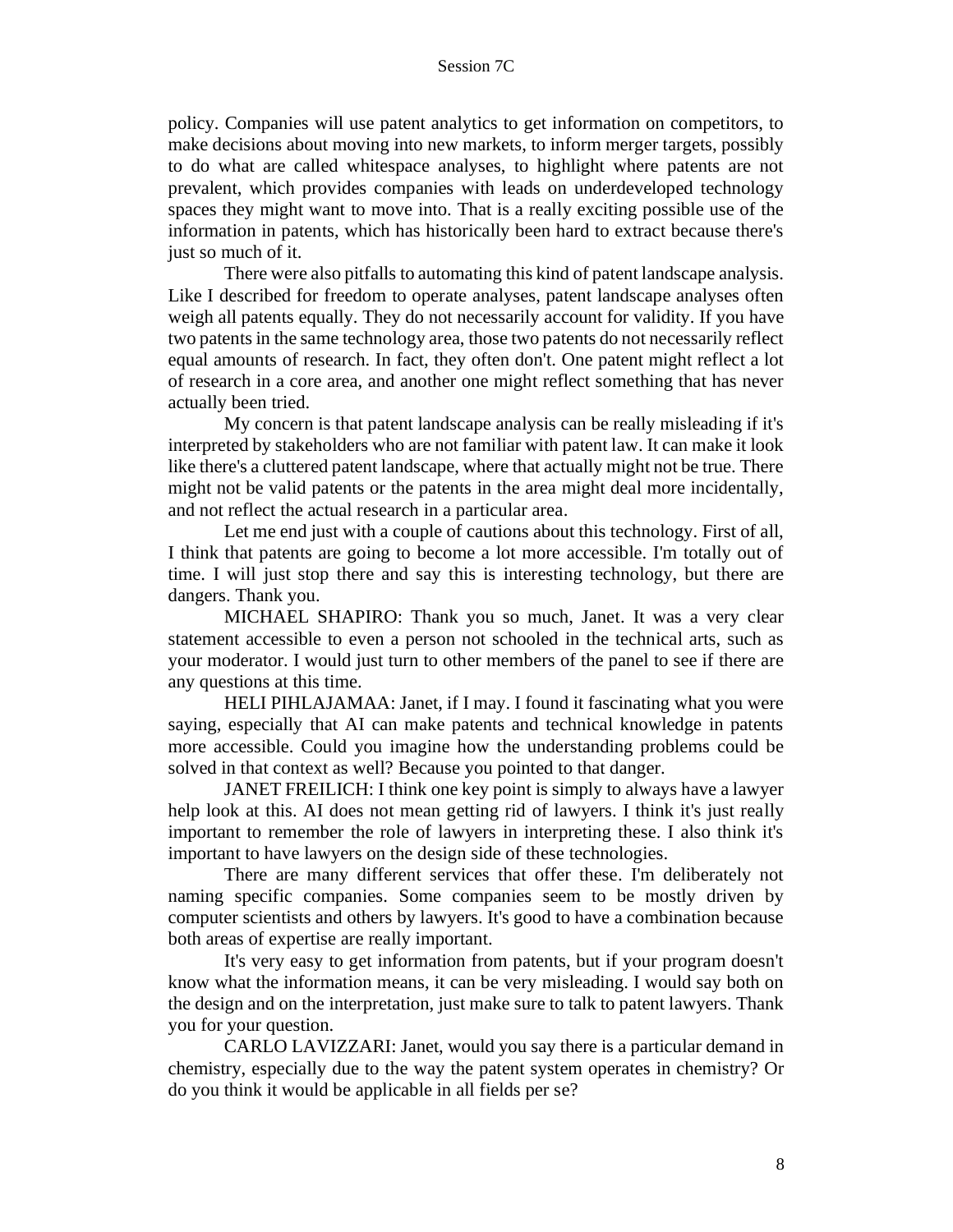policy. Companies will use patent analytics to get information on competitors, to make decisions about moving into new markets, to inform merger targets, possibly to do what are called whitespace analyses, to highlight where patents are not prevalent, which provides companies with leads on underdeveloped technology spaces they might want to move into. That is a really exciting possible use of the information in patents, which has historically been hard to extract because there's just so much of it.

There were also pitfalls to automating this kind of patent landscape analysis. Like I described for freedom to operate analyses, patent landscape analyses often weigh all patents equally. They do not necessarily account for validity. If you have two patents in the same technology area, those two patents do not necessarily reflect equal amounts of research. In fact, they often don't. One patent might reflect a lot of research in a core area, and another one might reflect something that has never actually been tried.

My concern is that patent landscape analysis can be really misleading if it's interpreted by stakeholders who are not familiar with patent law. It can make it look like there's a cluttered patent landscape, where that actually might not be true. There might not be valid patents or the patents in the area might deal more incidentally, and not reflect the actual research in a particular area.

Let me end just with a couple of cautions about this technology. First of all, I think that patents are going to become a lot more accessible. I'm totally out of time. I will just stop there and say this is interesting technology, but there are dangers. Thank you.

MICHAEL SHAPIRO: Thank you so much, Janet. It was a very clear statement accessible to even a person not schooled in the technical arts, such as your moderator. I would just turn to other members of the panel to see if there are any questions at this time.

HELI PIHLAJAMAA: Janet, if I may. I found it fascinating what you were saying, especially that AI can make patents and technical knowledge in patents more accessible. Could you imagine how the understanding problems could be solved in that context as well? Because you pointed to that danger.

JANET FREILICH: I think one key point is simply to always have a lawyer help look at this. AI does not mean getting rid of lawyers. I think it's just really important to remember the role of lawyers in interpreting these. I also think it's important to have lawyers on the design side of these technologies.

There are many different services that offer these. I'm deliberately not naming specific companies. Some companies seem to be mostly driven by computer scientists and others by lawyers. It's good to have a combination because both areas of expertise are really important.

It's very easy to get information from patents, but if your program doesn't know what the information means, it can be very misleading. I would say both on the design and on the interpretation, just make sure to talk to patent lawyers. Thank you for your question.

CARLO LAVIZZARI: Janet, would you say there is a particular demand in chemistry, especially due to the way the patent system operates in chemistry? Or do you think it would be applicable in all fields per se?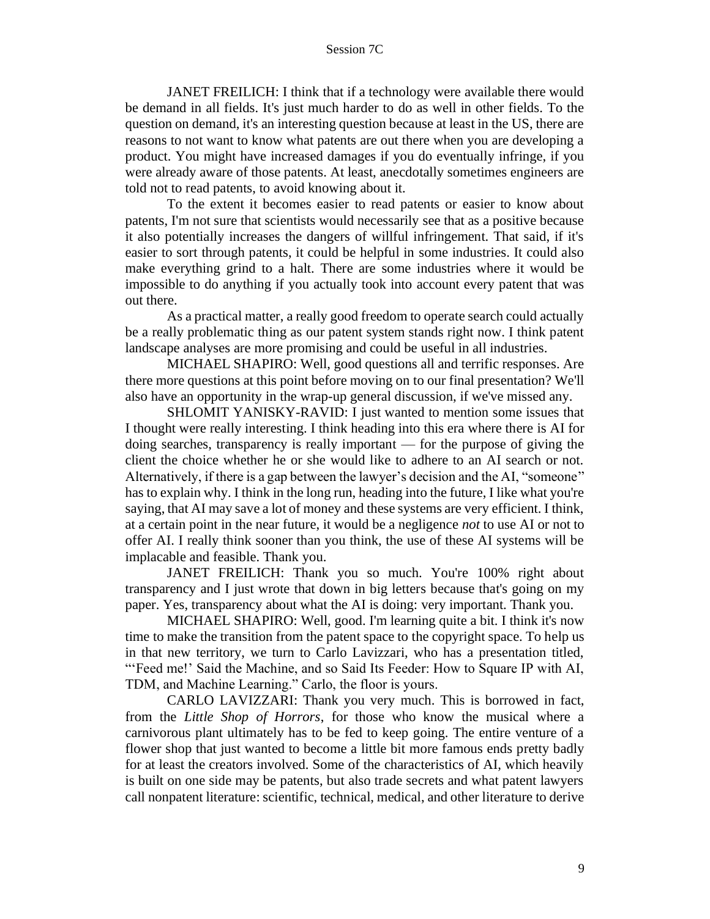JANET FREILICH: I think that if a technology were available there would be demand in all fields. It's just much harder to do as well in other fields. To the question on demand, it's an interesting question because at least in the US, there are reasons to not want to know what patents are out there when you are developing a product. You might have increased damages if you do eventually infringe, if you were already aware of those patents. At least, anecdotally sometimes engineers are told not to read patents, to avoid knowing about it.

To the extent it becomes easier to read patents or easier to know about patents, I'm not sure that scientists would necessarily see that as a positive because it also potentially increases the dangers of willful infringement. That said, if it's easier to sort through patents, it could be helpful in some industries. It could also make everything grind to a halt. There are some industries where it would be impossible to do anything if you actually took into account every patent that was out there.

As a practical matter, a really good freedom to operate search could actually be a really problematic thing as our patent system stands right now. I think patent landscape analyses are more promising and could be useful in all industries.

MICHAEL SHAPIRO: Well, good questions all and terrific responses. Are there more questions at this point before moving on to our final presentation? We'll also have an opportunity in the wrap-up general discussion, if we've missed any.

SHLOMIT YANISKY-RAVID: I just wanted to mention some issues that I thought were really interesting. I think heading into this era where there is AI for doing searches, transparency is really important — for the purpose of giving the client the choice whether he or she would like to adhere to an AI search or not. Alternatively, if there is a gap between the lawyer's decision and the AI, "someone" has to explain why. I think in the long run, heading into the future, I like what you're saying, that AI may save a lot of money and these systems are very efficient. I think, at a certain point in the near future, it would be a negligence *not* to use AI or not to offer AI. I really think sooner than you think, the use of these AI systems will be implacable and feasible. Thank you.

JANET FREILICH: Thank you so much. You're 100% right about transparency and I just wrote that down in big letters because that's going on my paper. Yes, transparency about what the AI is doing: very important. Thank you.

MICHAEL SHAPIRO: Well, good. I'm learning quite a bit. I think it's now time to make the transition from the patent space to the copyright space. To help us in that new territory, we turn to Carlo Lavizzari, who has a presentation titled, "'Feed me!' Said the Machine, and so Said Its Feeder: How to Square IP with AI, TDM, and Machine Learning." Carlo, the floor is yours.

CARLO LAVIZZARI: Thank you very much. This is borrowed in fact, from the *Little Shop of Horrors*, for those who know the musical where a carnivorous plant ultimately has to be fed to keep going. The entire venture of a flower shop that just wanted to become a little bit more famous ends pretty badly for at least the creators involved. Some of the characteristics of AI, which heavily is built on one side may be patents, but also trade secrets and what patent lawyers call nonpatent literature: scientific, technical, medical, and other literature to derive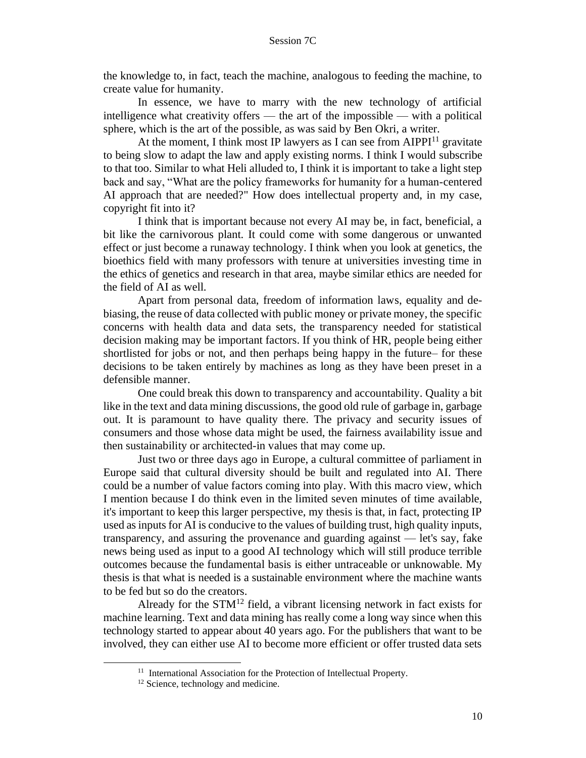the knowledge to, in fact, teach the machine, analogous to feeding the machine, to create value for humanity.

In essence, we have to marry with the new technology of artificial intelligence what creativity offers — the art of the impossible — with a political sphere, which is the art of the possible, as was said by Ben Okri, a writer.

At the moment, I think most IP lawyers as I can see from AIPPI[11] gravitate to being slow to adapt the law and apply existing norms. I think I would subscribe to that too. Similar to what Heli alluded to, I think it is important to take a light step back and say, "What are the policy frameworks for humanity for a human-centered AI approach that are needed?" How does intellectual property and, in my case, copyright fit into it?

I think that is important because not every AI may be, in fact, beneficial, a bit like the carnivorous plant. It could come with some dangerous or unwanted effect or just become a runaway technology. I think when you look at genetics, the bioethics field with many professors with tenure at universities investing time in the ethics of genetics and research in that area, maybe similar ethics are needed for the field of AI as well.

Apart from personal data, freedom of information laws, equality and de-biasing, the reuse of data collected with public money or private money, the specific concerns with health data and data sets, the transparency needed for statistical decision making may be important factors. If you think of HR, people being either shortlisted for jobs or not, and then perhaps being happy in the future– for these decisions to be taken entirely by machines as long as they have been preset in a defensible manner.

One could break this down to transparency and accountability. Quality a bit like in the text and data mining discussions, the good old rule of garbage in, garbage out. It is paramount to have quality there. The privacy and security issues of consumers and those whose data might be used, the fairness availability issue and then sustainability or architected-in values that may come up.

Just two or three days ago in Europe, a cultural committee of parliament in Europe said that cultural diversity should be built and regulated into AI. There could be a number of value factors coming into play. With this macro view, which I mention because I do think even in the limited seven minutes of time available, it's important to keep this larger perspective, my thesis is that, in fact, protecting IP used as inputs for AI is conducive to the values of building trust, high quality inputs, transparency, and assuring the provenance and guarding against — let's say, fake news being used as input to a good AI technology which will still produce terrible outcomes because the fundamental basis is either untraceable or unknowable. My thesis is that what is needed is a sustainable environment where the machine wants to be fed but so do the creators.

Already for the STM[12] field, a vibrant licensing network in fact exists for machine learning. Text and data mining has really come a long way since when this technology started to appear about 40 years ago. For the publishers that want to be involved, they can either use AI to become more efficient or offer trusted data sets

---

[11] International Association for the Protection of Intellectual Property.

[12] Science, technology and medicine.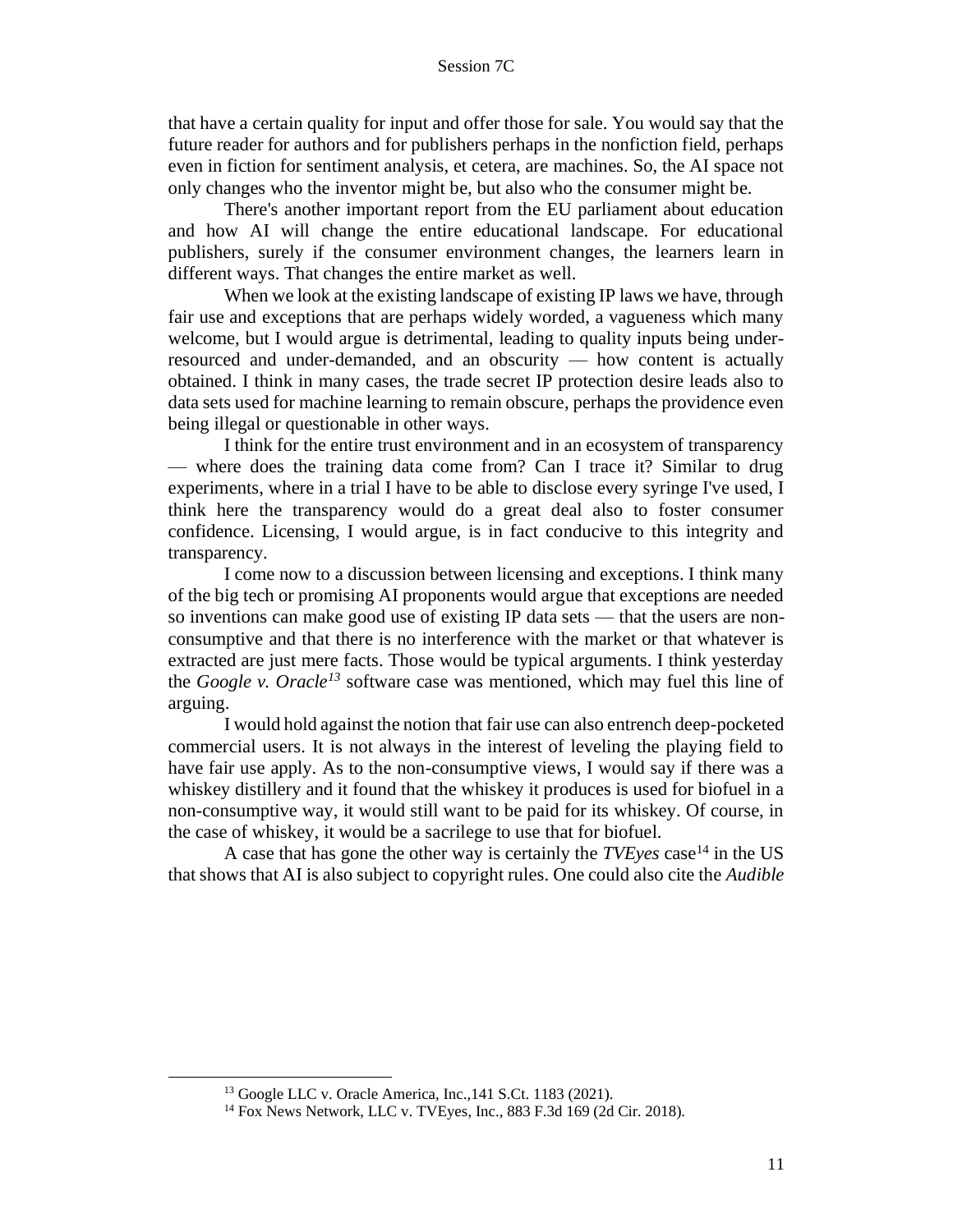that have a certain quality for input and offer those for sale. You would say that the future reader for authors and for publishers perhaps in the nonfiction field, perhaps even in fiction for sentiment analysis, et cetera, are machines. So, the AI space not only changes who the inventor might be, but also who the consumer might be.

There's another important report from the EU parliament about education and how AI will change the entire educational landscape. For educational publishers, surely if the consumer environment changes, the learners learn in different ways. That changes the entire market as well.

When we look at the existing landscape of existing IP laws we have, through fair use and exceptions that are perhaps widely worded, a vagueness which many welcome, but I would argue is detrimental, leading to quality inputs being under-resourced and under-demanded, and an obscurity — how content is actually obtained. I think in many cases, the trade secret IP protection desire leads also to data sets used for machine learning to remain obscure, perhaps the providence even being illegal or questionable in other ways.

I think for the entire trust environment and in an ecosystem of transparency — where does the training data come from? Can I trace it? Similar to drug experiments, where in a trial I have to be able to disclose every syringe I've used, I think here the transparency would do a great deal also to foster consumer confidence. Licensing, I would argue, is in fact conducive to this integrity and transparency.

I come now to a discussion between licensing and exceptions. I think many of the big tech or promising AI proponents would argue that exceptions are needed so inventions can make good use of existing IP data sets — that the users are non-consumptive and that there is no interference with the market or that whatever is extracted are just mere facts. Those would be typical arguments. I think yesterday the *Google v. Oracle*[13] software case was mentioned, which may fuel this line of arguing.

I would hold against the notion that fair use can also entrench deep-pocketed commercial users. It is not always in the interest of leveling the playing field to have fair use apply. As to the non-consumptive views, I would say if there was a whiskey distillery and it found that the whiskey it produces is used for biofuel in a non-consumptive way, it would still want to be paid for its whiskey. Of course, in the case of whiskey, it would be a sacrilege to use that for biofuel.

A case that has gone the other way is certainly the *TVEyes* case[14] in the US that shows that AI is also subject to copyright rules. One could also cite the *Audible*

---

[13] Google LLC v. Oracle America, Inc.,141 S.Ct. 1183 (2021).

[14] Fox News Network, LLC v. TVEyes, Inc., 883 F.3d 169 (2d Cir. 2018).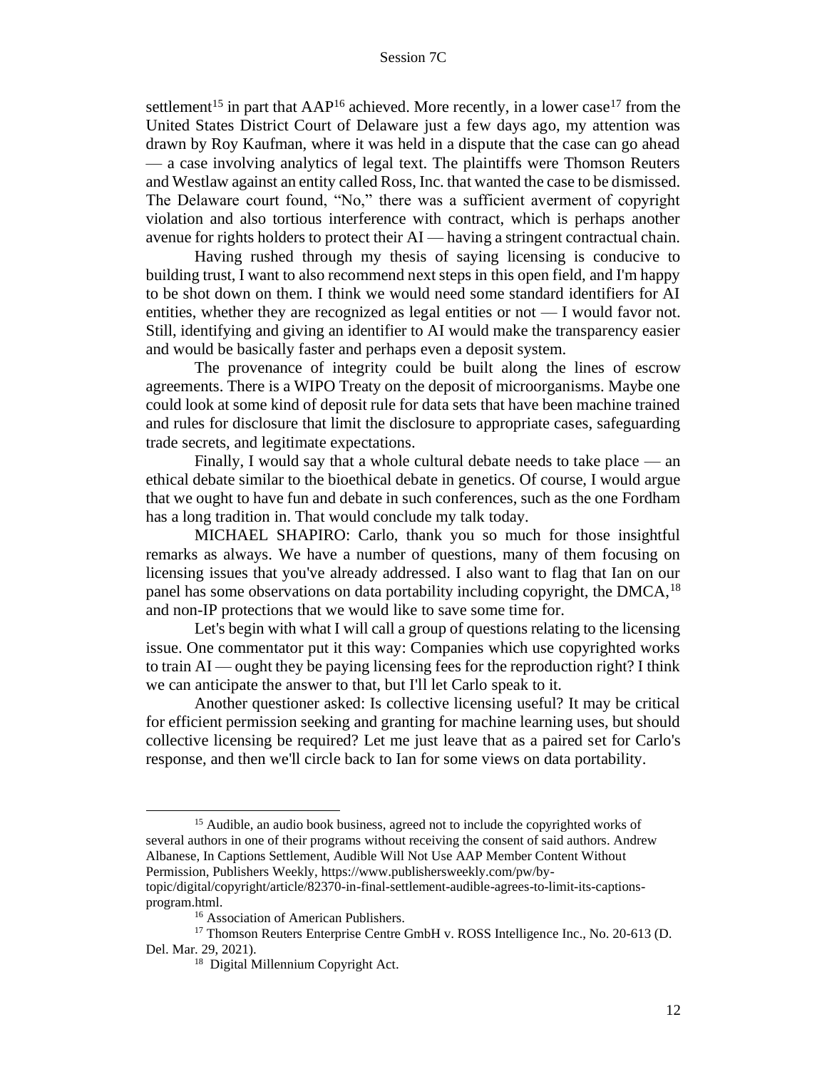settlement[15] in part that AAP[16] achieved. More recently, in a lower case[17] from the United States District Court of Delaware just a few days ago, my attention was drawn by Roy Kaufman, where it was held in a dispute that the case can go ahead — a case involving analytics of legal text. The plaintiffs were Thomson Reuters and Westlaw against an entity called Ross, Inc. that wanted the case to be dismissed. The Delaware court found, "No," there was a sufficient averment of copyright violation and also tortious interference with contract, which is perhaps another avenue for rights holders to protect their AI — having a stringent contractual chain.

Having rushed through my thesis of saying licensing is conducive to building trust, I want to also recommend next steps in this open field, and I'm happy to be shot down on them. I think we would need some standard identifiers for AI entities, whether they are recognized as legal entities or not — I would favor not. Still, identifying and giving an identifier to AI would make the transparency easier and would be basically faster and perhaps even a deposit system.

The provenance of integrity could be built along the lines of escrow agreements. There is a WIPO Treaty on the deposit of microorganisms. Maybe one could look at some kind of deposit rule for data sets that have been machine trained and rules for disclosure that limit the disclosure to appropriate cases, safeguarding trade secrets, and legitimate expectations.

Finally, I would say that a whole cultural debate needs to take place — an ethical debate similar to the bioethical debate in genetics. Of course, I would argue that we ought to have fun and debate in such conferences, such as the one Fordham has a long tradition in. That would conclude my talk today.

MICHAEL SHAPIRO: Carlo, thank you so much for those insightful remarks as always. We have a number of questions, many of them focusing on licensing issues that you've already addressed. I also want to flag that Ian on our panel has some observations on data portability including copyright, the DMCA,[18] and non-IP protections that we would like to save some time for.

Let's begin with what I will call a group of questions relating to the licensing issue. One commentator put it this way: Companies which use copyrighted works to train AI — ought they be paying licensing fees for the reproduction right? I think we can anticipate the answer to that, but I'll let Carlo speak to it.

Another questioner asked: Is collective licensing useful? It may be critical for efficient permission seeking and granting for machine learning uses, but should collective licensing be required? Let me just leave that as a paired set for Carlo's response, and then we'll circle back to Ian for some views on data portability.

---

[15] Audible, an audio book business, agreed not to include the copyrighted works of several authors in one of their programs without receiving the consent of said authors. Andrew Albanese, In Captions Settlement, Audible Will Not Use AAP Member Content Without Permission, Publishers Weekly, https://www.publishersweekly.com/pw/by-topic/digital/copyright/article/82370-in-final-settlement-audible-agrees-to-limit-its-captions-program.html.

[16] Association of American Publishers.

[17] Thomson Reuters Enterprise Centre GmbH v. ROSS Intelligence Inc., No. 20-613 (D. Del. Mar. 29, 2021).

[18] Digital Millennium Copyright Act.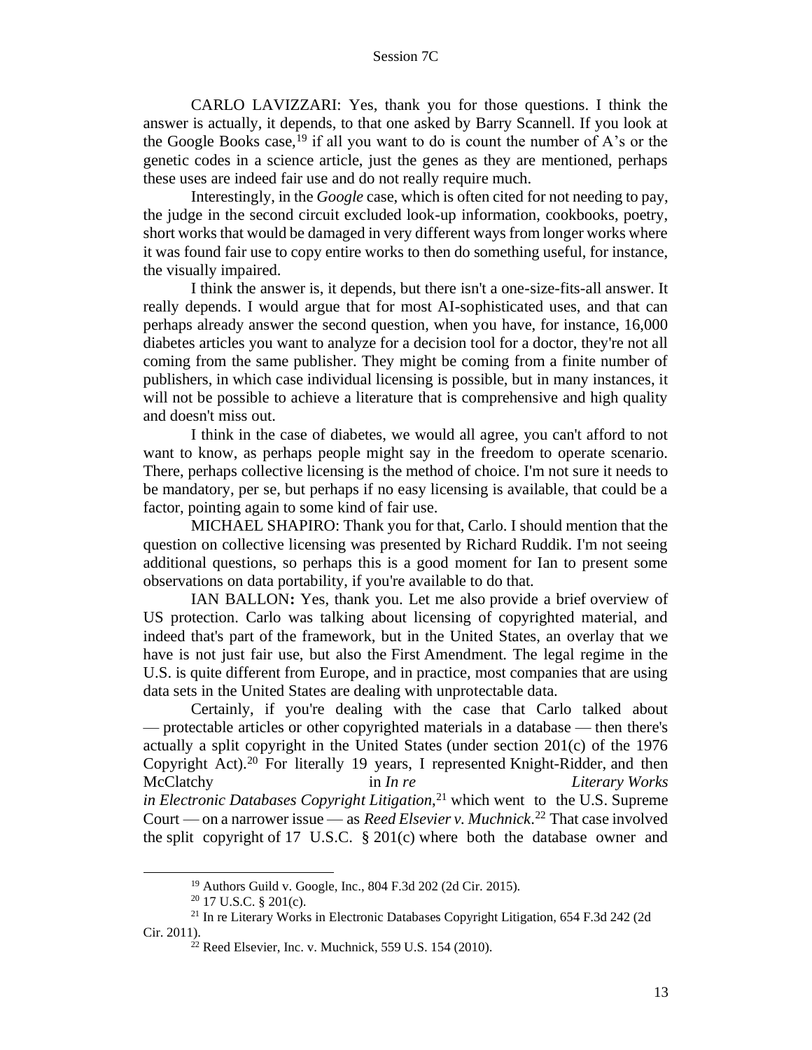CARLO LAVIZZARI: Yes, thank you for those questions. I think the answer is actually, it depends, to that one asked by Barry Scannell. If you look at the Google Books case,[19] if all you want to do is count the number of A's or the genetic codes in a science article, just the genes as they are mentioned, perhaps these uses are indeed fair use and do not really require much.

Interestingly, in the *Google* case, which is often cited for not needing to pay, the judge in the second circuit excluded look-up information, cookbooks, poetry, short works that would be damaged in very different ways from longer works where it was found fair use to copy entire works to then do something useful, for instance, the visually impaired.

I think the answer is, it depends, but there isn't a one-size-fits-all answer. It really depends. I would argue that for most AI-sophisticated uses, and that can perhaps already answer the second question, when you have, for instance, 16,000 diabetes articles you want to analyze for a decision tool for a doctor, they're not all coming from the same publisher. They might be coming from a finite number of publishers, in which case individual licensing is possible, but in many instances, it will not be possible to achieve a literature that is comprehensive and high quality and doesn't miss out.

I think in the case of diabetes, we would all agree, you can't afford to not want to know, as perhaps people might say in the freedom to operate scenario. There, perhaps collective licensing is the method of choice. I'm not sure it needs to be mandatory, per se, but perhaps if no easy licensing is available, that could be a factor, pointing again to some kind of fair use.

MICHAEL SHAPIRO: Thank you for that, Carlo. I should mention that the question on collective licensing was presented by Richard Ruddik. I'm not seeing additional questions, so perhaps this is a good moment for Ian to present some observations on data portability, if you're available to do that.

IAN BALLON**:** Yes, thank you. Let me also provide a brief overview of US protection. Carlo was talking about licensing of copyrighted material, and indeed that's part of the framework, but in the United States, an overlay that we have is not just fair use, but also the First Amendment. The legal regime in the U.S. is quite different from Europe, and in practice, most companies that are using data sets in the United States are dealing with unprotectable data.

Certainly, if you're dealing with the case that Carlo talked about — protectable articles or other copyrighted materials in a database — then there's actually a split copyright in the United States (under section 201(c) of the 1976 Copyright Act).[20] For literally 19 years, I represented Knight-Ridder, and then McClatchy in *In re Literary Works in Electronic Databases Copyright Litigation*,[21] which went to the U.S. Supreme Court — on a narrower issue — as *Reed Elsevier v. Muchnick*.[22] That case involved the split copyright of 17 U.S.C. § 201(c) where both the database owner and

---

[19] Authors Guild v. Google, Inc., 804 F.3d 202 (2d Cir. 2015).

[20] 17 U.S.C. § 201(c).

[21] In re Literary Works in Electronic Databases Copyright Litigation, 654 F.3d 242 (2d Cir. 2011).

[22] Reed Elsevier, Inc. v. Muchnick, 559 U.S. 154 (2010).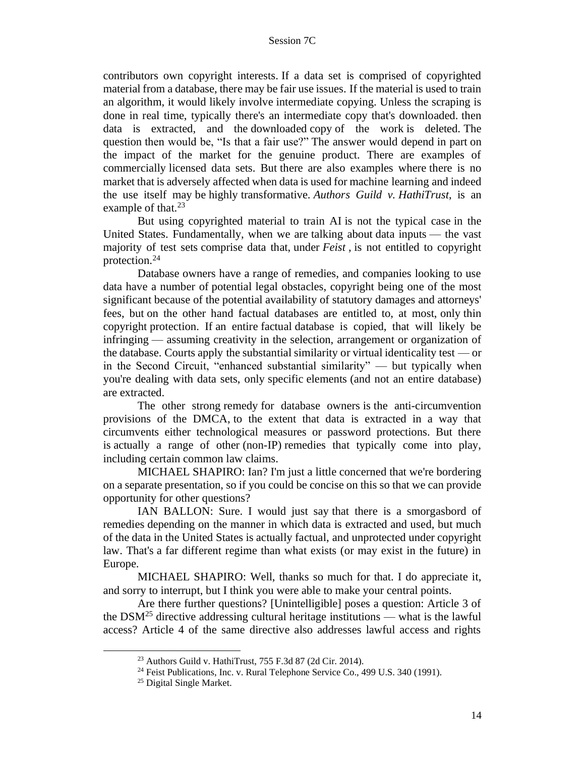contributors own copyright interests. If a data set is comprised of copyrighted material from a database, there may be fair use issues. If the material is used to train an algorithm, it would likely involve intermediate copying. Unless the scraping is done in real time, typically there's an intermediate copy that's downloaded. then data is extracted, and the downloaded copy of the work is deleted. The question then would be, "Is that a fair use?" The answer would depend in part on the impact of the market for the genuine product. There are examples of commercially licensed data sets. But there are also examples where there is no market that is adversely affected when data is used for machine learning and indeed the use itself may be highly transformative. *Authors Guild v. HathiTrust*, is an example of that.[23]

But using copyrighted material to train AI is not the typical case in the United States. Fundamentally, when we are talking about data inputs — the vast majority of test sets comprise data that, under *Feist* , is not entitled to copyright protection.[24]

Database owners have a range of remedies, and companies looking to use data have a number of potential legal obstacles, copyright being one of the most significant because of the potential availability of statutory damages and attorneys' fees, but on the other hand factual databases are entitled to, at most, only thin copyright protection. If an entire factual database is copied, that will likely be infringing — assuming creativity in the selection, arrangement or organization of the database. Courts apply the substantial similarity or virtual identicality test — or in the Second Circuit, "enhanced substantial similarity" — but typically when you're dealing with data sets, only specific elements (and not an entire database) are extracted.

The other strong remedy for database owners is the anti-circumvention provisions of the DMCA, to the extent that data is extracted in a way that circumvents either technological measures or password protections. But there is actually a range of other (non-IP) remedies that typically come into play, including certain common law claims.

MICHAEL SHAPIRO: Ian? I'm just a little concerned that we're bordering on a separate presentation, so if you could be concise on this so that we can provide opportunity for other questions?

IAN BALLON: Sure. I would just say that there is a smorgasbord of remedies depending on the manner in which data is extracted and used, but much of the data in the United States is actually factual, and unprotected under copyright law. That's a far different regime than what exists (or may exist in the future) in Europe.

MICHAEL SHAPIRO: Well, thanks so much for that. I do appreciate it, and sorry to interrupt, but I think you were able to make your central points.

Are there further questions? [Unintelligible] poses a question: Article 3 of the DSM[25] directive addressing cultural heritage institutions — what is the lawful access? Article 4 of the same directive also addresses lawful access and rights

---

[23] Authors Guild v. HathiTrust, 755 F.3d 87 (2d Cir. 2014).

[24] Feist Publications, Inc. v. Rural Telephone Service Co., 499 U.S. 340 (1991).

[25] Digital Single Market.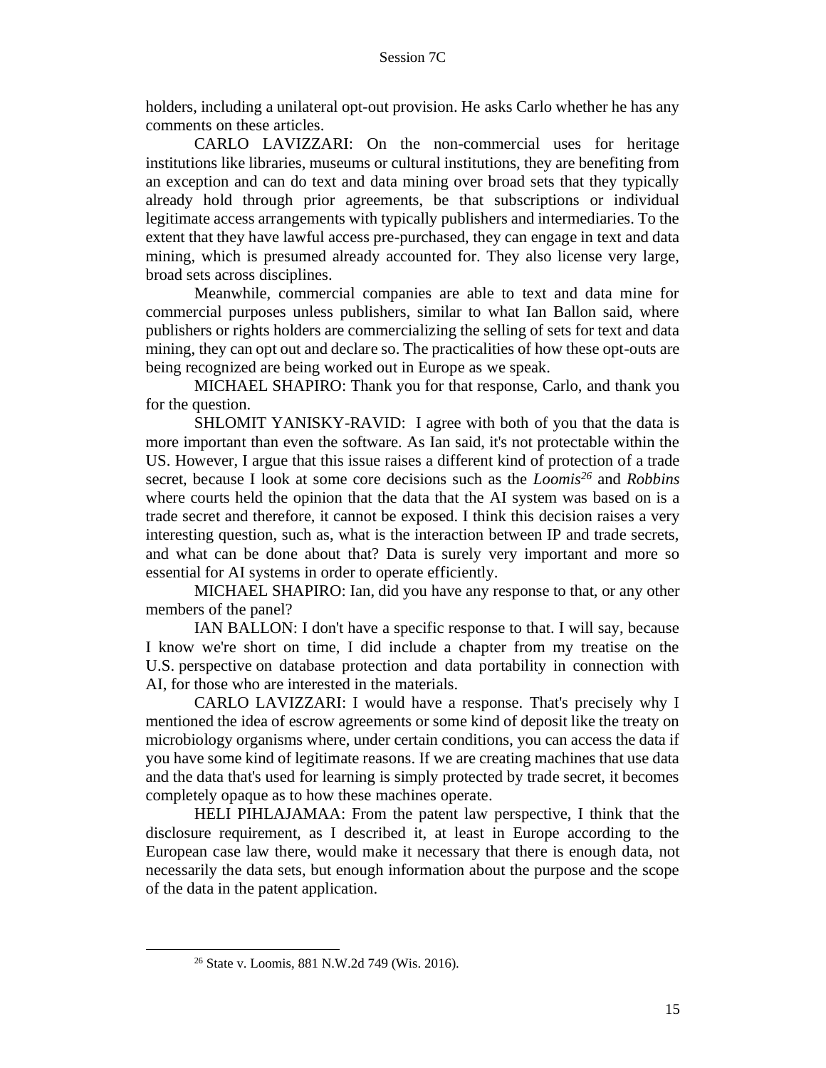holders, including a unilateral opt-out provision. He asks Carlo whether he has any comments on these articles.

CARLO LAVIZZARI: On the non-commercial uses for heritage institutions like libraries, museums or cultural institutions, they are benefiting from an exception and can do text and data mining over broad sets that they typically already hold through prior agreements, be that subscriptions or individual legitimate access arrangements with typically publishers and intermediaries. To the extent that they have lawful access pre-purchased, they can engage in text and data mining, which is presumed already accounted for. They also license very large, broad sets across disciplines.

Meanwhile, commercial companies are able to text and data mine for commercial purposes unless publishers, similar to what Ian Ballon said, where publishers or rights holders are commercializing the selling of sets for text and data mining, they can opt out and declare so. The practicalities of how these opt-outs are being recognized are being worked out in Europe as we speak.

MICHAEL SHAPIRO: Thank you for that response, Carlo, and thank you for the question.

SHLOMIT YANISKY-RAVID: I agree with both of you that the data is more important than even the software. As Ian said, it's not protectable within the US. However, I argue that this issue raises a different kind of protection of a trade secret, because I look at some core decisions such as the *Loomis*[26] and *Robbins* where courts held the opinion that the data that the AI system was based on is a trade secret and therefore, it cannot be exposed. I think this decision raises a very interesting question, such as, what is the interaction between IP and trade secrets, and what can be done about that? Data is surely very important and more so essential for AI systems in order to operate efficiently.

MICHAEL SHAPIRO: Ian, did you have any response to that, or any other members of the panel?

IAN BALLON: I don't have a specific response to that. I will say, because I know we're short on time, I did include a chapter from my treatise on the U.S. perspective on database protection and data portability in connection with AI, for those who are interested in the materials.

CARLO LAVIZZARI: I would have a response. That's precisely why I mentioned the idea of escrow agreements or some kind of deposit like the treaty on microbiology organisms where, under certain conditions, you can access the data if you have some kind of legitimate reasons. If we are creating machines that use data and the data that's used for learning is simply protected by trade secret, it becomes completely opaque as to how these machines operate.

HELI PIHLAJAMAA: From the patent law perspective, I think that the disclosure requirement, as I described it, at least in Europe according to the European case law there, would make it necessary that there is enough data, not necessarily the data sets, but enough information about the purpose and the scope of the data in the patent application.

---

[26] State v. Loomis, 881 N.W.2d 749 (Wis. 2016).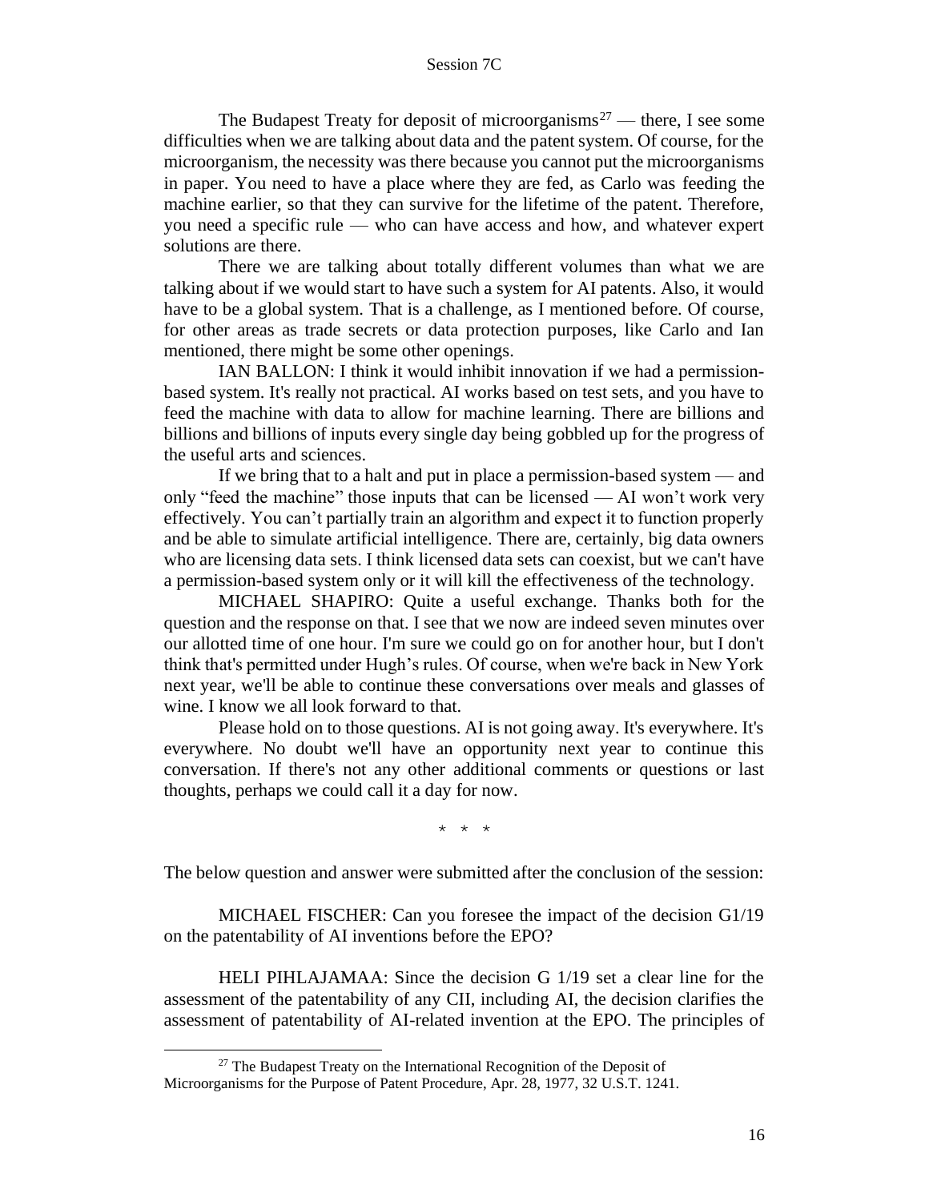The Budapest Treaty for deposit of microorganisms[27] — there, I see some difficulties when we are talking about data and the patent system. Of course, for the microorganism, the necessity was there because you cannot put the microorganisms in paper. You need to have a place where they are fed, as Carlo was feeding the machine earlier, so that they can survive for the lifetime of the patent. Therefore, you need a specific rule — who can have access and how, and whatever expert solutions are there.

There we are talking about totally different volumes than what we are talking about if we would start to have such a system for AI patents. Also, it would have to be a global system. That is a challenge, as I mentioned before. Of course, for other areas as trade secrets or data protection purposes, like Carlo and Ian mentioned, there might be some other openings.

IAN BALLON: I think it would inhibit innovation if we had a permission-based system. It's really not practical. AI works based on test sets, and you have to feed the machine with data to allow for machine learning. There are billions and billions and billions of inputs every single day being gobbled up for the progress of the useful arts and sciences.

If we bring that to a halt and put in place a permission-based system — and only "feed the machine" those inputs that can be licensed — AI won't work very effectively. You can't partially train an algorithm and expect it to function properly and be able to simulate artificial intelligence. There are, certainly, big data owners who are licensing data sets. I think licensed data sets can coexist, but we can't have a permission-based system only or it will kill the effectiveness of the technology.

MICHAEL SHAPIRO: Quite a useful exchange. Thanks both for the question and the response on that. I see that we now are indeed seven minutes over our allotted time of one hour. I'm sure we could go on for another hour, but I don't think that's permitted under Hugh's rules. Of course, when we're back in New York next year, we'll be able to continue these conversations over meals and glasses of wine. I know we all look forward to that.

Please hold on to those questions. AI is not going away. It's everywhere. It's everywhere. No doubt we'll have an opportunity next year to continue this conversation. If there's not any other additional comments or questions or last thoughts, perhaps we could call it a day for now.

\* \* \*

The below question and answer were submitted after the conclusion of the session:

MICHAEL FISCHER: Can you foresee the impact of the decision G1/19 on the patentability of AI inventions before the EPO?

HELI PIHLAJAMAA: Since the decision G 1/19 set a clear line for the assessment of the patentability of any CII, including AI, the decision clarifies the assessment of patentability of AI-related invention at the EPO. The principles of

---

[27] The Budapest Treaty on the International Recognition of the Deposit of Microorganisms for the Purpose of Patent Procedure, Apr. 28, 1977, 32 U.S.T. 1241.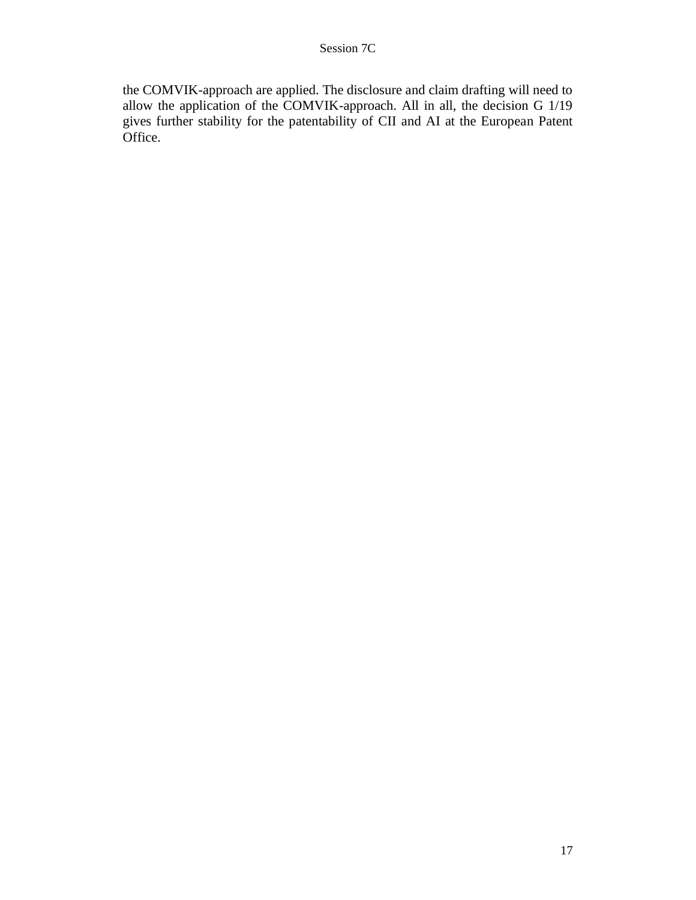the COMVIK-approach are applied. The disclosure and claim drafting will need to allow the application of the COMVIK-approach. All in all, the decision G 1/19 gives further stability for the patentability of CII and AI at the European Patent Office.